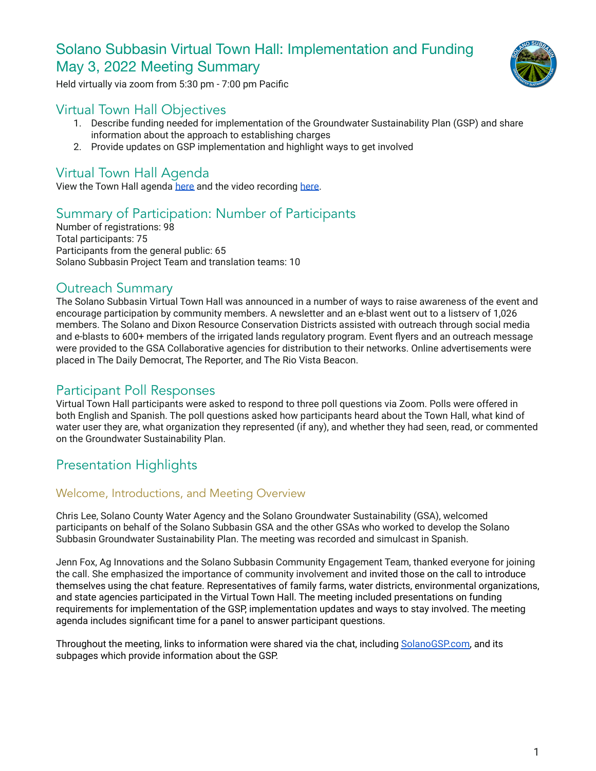# Solano Subbasin Virtual Town Hall: Implementation and Funding May 3, 2022 Meeting Summary

Held virtually via zoom from 5:30 pm - 7:00 pm Pacific

## Virtual Town Hall Objectives

1. Describe funding needed for implementation of the Groundwater Sustainability Plan (GSP) and share information about the approach to establishing charges
2. Provide updates on GSP implementation and highlight ways to get involved

## Virtual Town Hall Agenda

View the Town Hall agenda here and the video recording here.

## Summary of Participation: Number of Participants

Number of registrations: 98
Total participants: 75
Participants from the general public: 65
Solano Subbasin Project Team and translation teams: 10

## Outreach Summary

The Solano Subbasin Virtual Town Hall was announced in a number of ways to raise awareness of the event and encourage participation by community members. A newsletter and an e-blast went out to a listserv of 1,026 members. The Solano and Dixon Resource Conservation Districts assisted with outreach through social media and e-blasts to 600+ members of the irrigated lands regulatory program. Event flyers and an outreach message were provided to the GSA Collaborative agencies for distribution to their networks. Online advertisements were placed in The Daily Democrat, The Reporter, and The Rio Vista Beacon.

## Participant Poll Responses

Virtual Town Hall participants were asked to respond to three poll questions via Zoom. Polls were offered in both English and Spanish. The poll questions asked how participants heard about the Town Hall, what kind of water user they are, what organization they represented (if any), and whether they had seen, read, or commented on the Groundwater Sustainability Plan.

## Presentation Highlights

### Welcome, Introductions, and Meeting Overview

Chris Lee, Solano County Water Agency and the Solano Groundwater Sustainability (GSA), welcomed participants on behalf of the Solano Subbasin GSA and the other GSAs who worked to develop the Solano Subbasin Groundwater Sustainability Plan. The meeting was recorded and simulcast in Spanish.

Jenn Fox, Ag Innovations and the Solano Subbasin Community Engagement Team, thanked everyone for joining the call. She emphasized the importance of community involvement and invited those on the call to introduce themselves using the chat feature. Representatives of family farms, water districts, environmental organizations, and state agencies participated in the Virtual Town Hall. The meeting included presentations on funding requirements for implementation of the GSP, implementation updates and ways to stay involved. The meeting agenda includes significant time for a panel to answer participant questions.

Throughout the meeting, links to information were shared via the chat, including SolanoGSP.com, and its subpages which provide information about the GSP.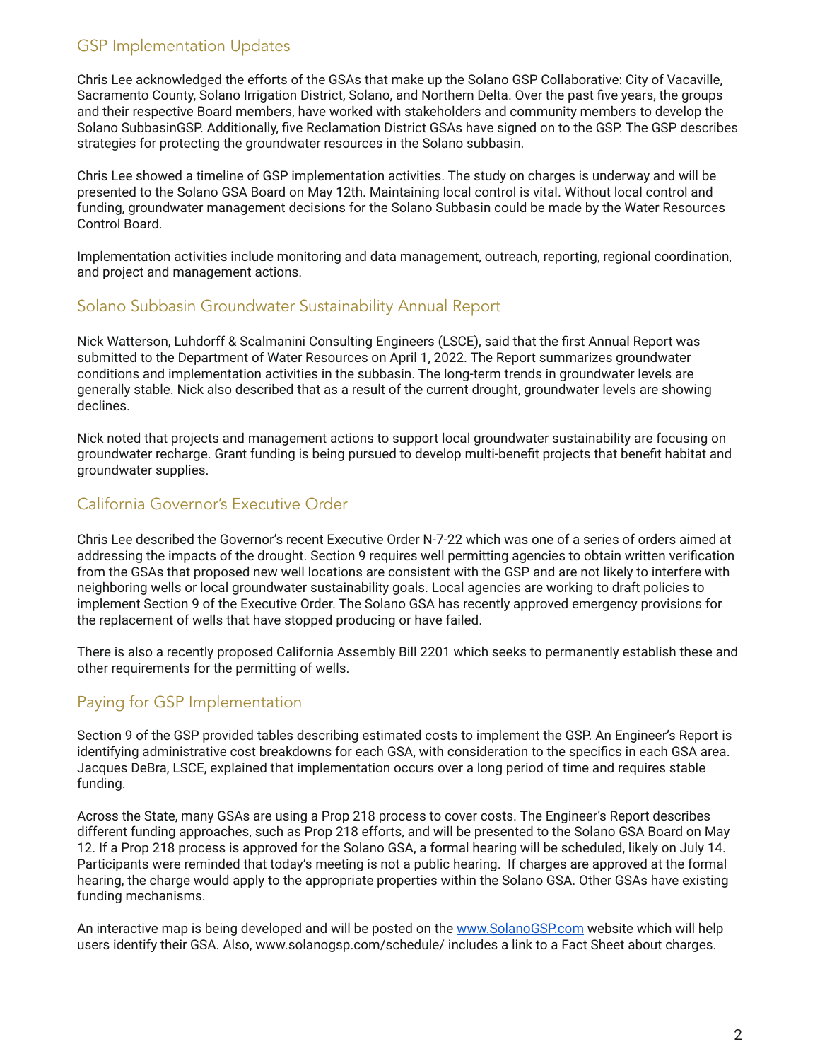## GSP Implementation Updates

Chris Lee acknowledged the efforts of the GSAs that make up the Solano GSP Collaborative: City of Vacaville, Sacramento County, Solano Irrigation District, Solano, and Northern Delta. Over the past five years, the groups and their respective Board members, have worked with stakeholders and community members to develop the Solano SubbasinGSP. Additionally, five Reclamation District GSAs have signed on to the GSP. The GSP describes strategies for protecting the groundwater resources in the Solano subbasin.

Chris Lee showed a timeline of GSP implementation activities. The study on charges is underway and will be presented to the Solano GSA Board on May 12th. Maintaining local control is vital. Without local control and funding, groundwater management decisions for the Solano Subbasin could be made by the Water Resources Control Board.

Implementation activities include monitoring and data management, outreach, reporting, regional coordination, and project and management actions.

## Solano Subbasin Groundwater Sustainability Annual Report

Nick Watterson, Luhdorff & Scalmanini Consulting Engineers (LSCE), said that the first Annual Report was submitted to the Department of Water Resources on April 1, 2022. The Report summarizes groundwater conditions and implementation activities in the subbasin. The long-term trends in groundwater levels are generally stable. Nick also described that as a result of the current drought, groundwater levels are showing declines.

Nick noted that projects and management actions to support local groundwater sustainability are focusing on groundwater recharge. Grant funding is being pursued to develop multi-benefit projects that benefit habitat and groundwater supplies.

## California Governor's Executive Order

Chris Lee described the Governor's recent Executive Order N-7-22 which was one of a series of orders aimed at addressing the impacts of the drought. Section 9 requires well permitting agencies to obtain written verification from the GSAs that proposed new well locations are consistent with the GSP and are not likely to interfere with neighboring wells or local groundwater sustainability goals. Local agencies are working to draft policies to implement Section 9 of the Executive Order. The Solano GSA has recently approved emergency provisions for the replacement of wells that have stopped producing or have failed.

There is also a recently proposed California Assembly Bill 2201 which seeks to permanently establish these and other requirements for the permitting of wells.

## Paying for GSP Implementation

Section 9 of the GSP provided tables describing estimated costs to implement the GSP. An Engineer's Report is identifying administrative cost breakdowns for each GSA, with consideration to the specifics in each GSA area. Jacques DeBra, LSCE, explained that implementation occurs over a long period of time and requires stable funding.

Across the State, many GSAs are using a Prop 218 process to cover costs. The Engineer's Report describes different funding approaches, such as Prop 218 efforts, and will be presented to the Solano GSA Board on May 12. If a Prop 218 process is approved for the Solano GSA, a formal hearing will be scheduled, likely on July 14. Participants were reminded that today's meeting is not a public hearing. If charges are approved at the formal hearing, the charge would apply to the appropriate properties within the Solano GSA. Other GSAs have existing funding mechanisms.

An interactive map is being developed and will be posted on the [www.SolanoGSP.com](http://www.SolanoGSP.com) website which will help users identify their GSA. Also, www.solanogsp.com/schedule/ includes a link to a Fact Sheet about charges.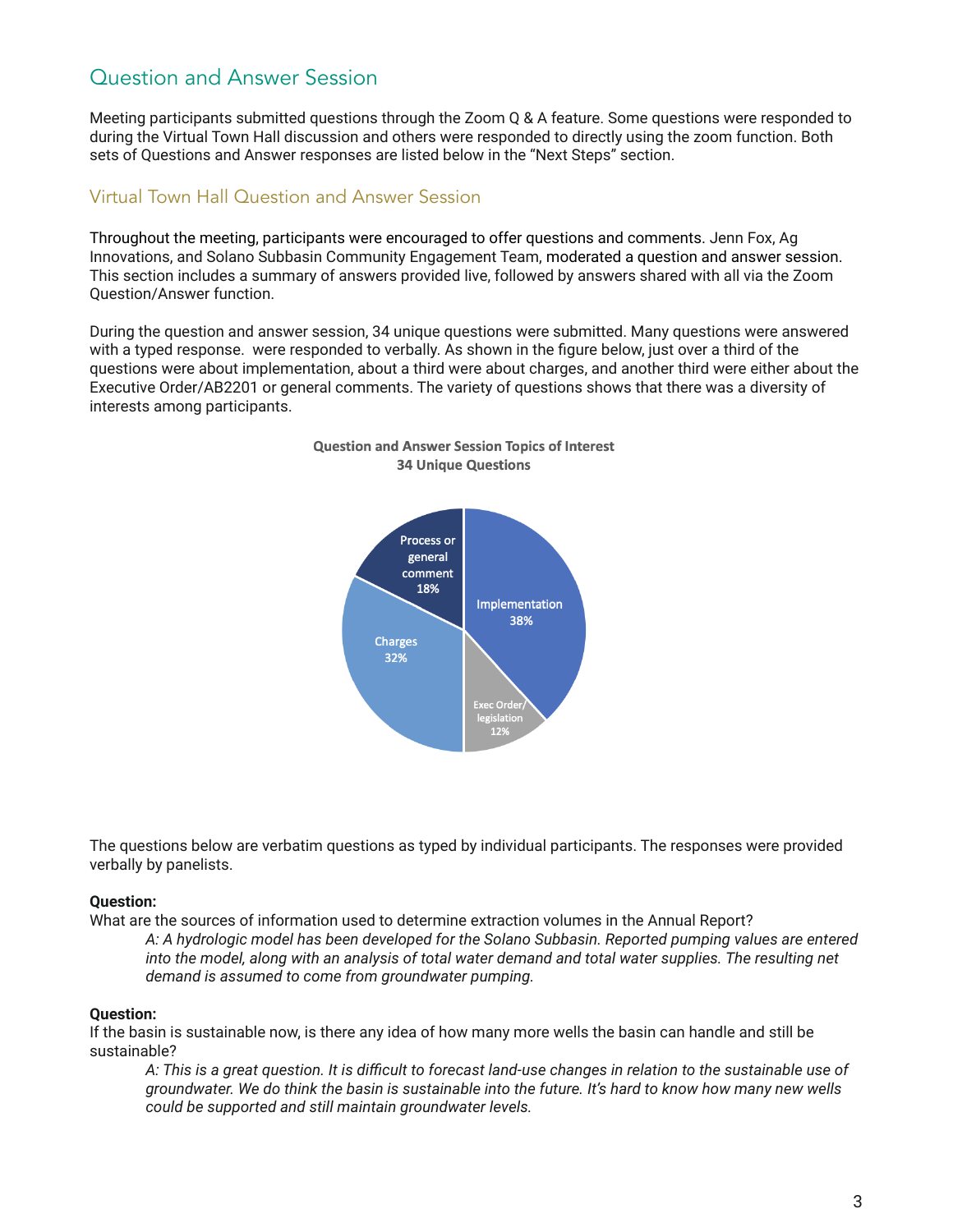## Question and Answer Session

Meeting participants submitted questions through the Zoom Q & A feature. Some questions were responded to during the Virtual Town Hall discussion and others were responded to directly using the zoom function. Both sets of Questions and Answer responses are listed below in the "Next Steps" section.

### Virtual Town Hall Question and Answer Session

Throughout the meeting, participants were encouraged to offer questions and comments. Jenn Fox, Ag Innovations, and Solano Subbasin Community Engagement Team, moderated a question and answer session. This section includes a summary of answers provided live, followed by answers shared with all via the Zoom Question/Answer function.

During the question and answer session, 34 unique questions were submitted. Many questions were answered with a typed response.  were responded to verbally. As shown in the figure below, just over a third of the questions were about implementation, about a third were about charges, and another third were either about the Executive Order/AB2201 or general comments. The variety of questions shows that there was a diversity of interests among participants.

**Question and Answer Session Topics of Interest**
**34 Unique Questions**

| Topic | Percent |
| --- | --- |
| Implementation | 38% |
| Charges | 32% |
| Process or general comment | 18% |
| Exec Order/ legislation | 12% |

The questions below are verbatim questions as typed by individual participants. The responses were provided verbally by panelists.

**Question:**
What are the sources of information used to determine extraction volumes in the Annual Report?

> *A: A hydrologic model has been developed for the Solano Subbasin. Reported pumping values are entered into the model, along with an analysis of total water demand and total water supplies. The resulting net demand is assumed to come from groundwater pumping.*

**Question:**
If the basin is sustainable now, is there any idea of how many more wells the basin can handle and still be sustainable?

> *A: This is a great question. It is difficult to forecast land-use changes in relation to the sustainable use of groundwater. We do think the basin is sustainable into the future. It's hard to know how many new wells could be supported and still maintain groundwater levels.*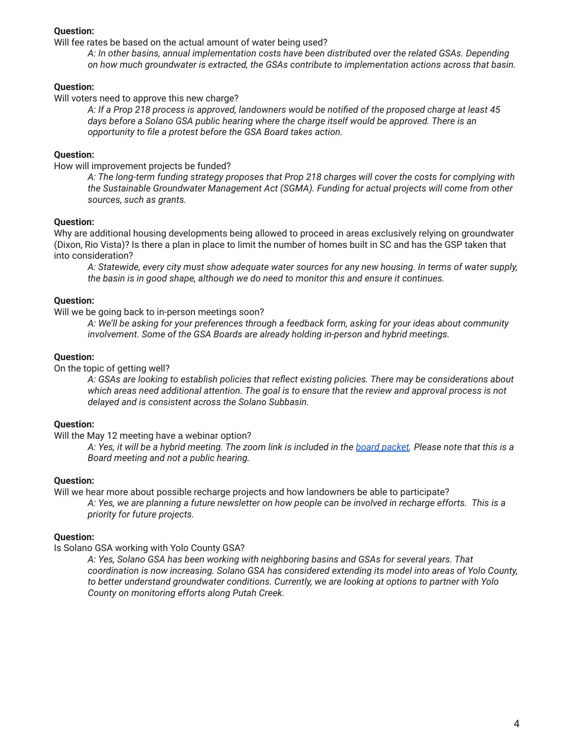**Question:**
Will fee rates be based on the actual amount of water being used?

> *A: In other basins, annual implementation costs have been distributed over the related GSAs. Depending on how much groundwater is extracted, the GSAs contribute to implementation actions across that basin.*

**Question:**
Will voters need to approve this new charge?

> *A: If a Prop 218 process is approved, landowners would be notified of the proposed charge at least 45 days before a Solano GSA public hearing where the charge itself would be approved. There is an opportunity to file a protest before the GSA Board takes action.*

**Question:**
How will improvement projects be funded?

> *A: The long-term funding strategy proposes that Prop 218 charges will cover the costs for complying with the Sustainable Groundwater Management Act (SGMA). Funding for actual projects will come from other sources, such as grants.*

**Question:**
Why are additional housing developments being allowed to proceed in areas exclusively relying on groundwater (Dixon, Rio Vista)? Is there a plan in place to limit the number of homes built in SC and has the GSP taken that into consideration?

> *A: Statewide, every city must show adequate water sources for any new housing. In terms of water supply, the basin is in good shape, although we do need to monitor this and ensure it continues.*

**Question:**
Will we be going back to in-person meetings soon?

> *A: We'll be asking for your preferences through a feedback form, asking for your ideas about community involvement. Some of the GSA Boards are already holding in-person and hybrid meetings.*

**Question:**
On the topic of getting well?

> *A: GSAs are looking to establish policies that reflect existing policies. There may be considerations about which areas need additional attention. The goal is to ensure that the review and approval process is not delayed and is consistent across the Solano Subbasin.*

**Question:**
Will the May 12 meeting have a webinar option?

> *A: Yes, it will be a hybrid meeting. The zoom link is included in the board packet. Please note that this is a Board meeting and not a public hearing.*

**Question:**
Will we hear more about possible recharge projects and how landowners be able to participate?

> *A: Yes, we are planning a future newsletter on how people can be involved in recharge efforts. This is a priority for future projects.*

**Question:**
Is Solano GSA working with Yolo County GSA?

> *A: Yes, Solano GSA has been working with neighboring basins and GSAs for several years. That coordination is now increasing. Solano GSA has considered extending its model into areas of Yolo County, to better understand groundwater conditions. Currently, we are looking at options to partner with Yolo County on monitoring efforts along Putah Creek.*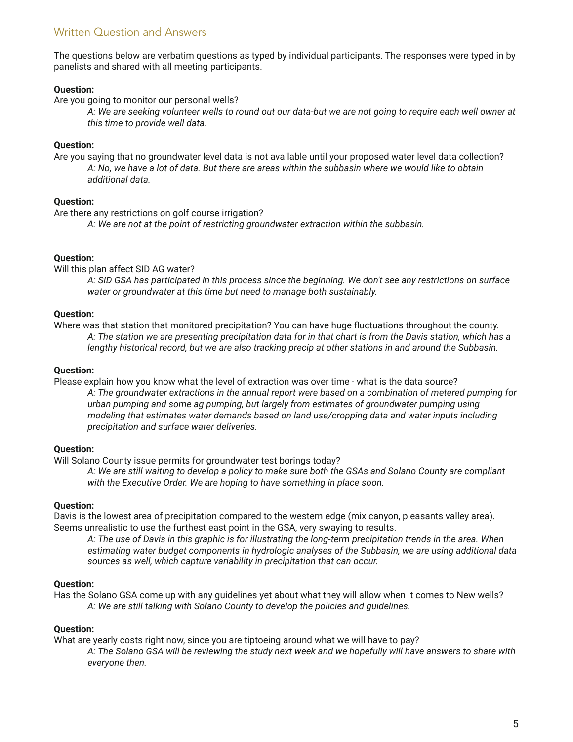## Written Question and Answers

The questions below are verbatim questions as typed by individual participants. The responses were typed in by panelists and shared with all meeting participants.

**Question:**
Are you going to monitor our personal wells?

> *A: We are seeking volunteer wells to round out our data-but we are not going to require each well owner at this time to provide well data.*

**Question:**
Are you saying that no groundwater level data is not available until your proposed water level data collection?

> *A: No, we have a lot of data. But there are areas within the subbasin where we would like to obtain additional data.*

**Question:**
Are there any restrictions on golf course irrigation?

> *A: We are not at the point of restricting groundwater extraction within the subbasin.*

**Question:**
Will this plan affect SID AG water?

> *A: SID GSA has participated in this process since the beginning. We don't see any restrictions on surface water or groundwater at this time but need to manage both sustainably.*

**Question:**
Where was that station that monitored precipitation? You can have huge fluctuations throughout the county.

> *A: The station we are presenting precipitation data for in that chart is from the Davis station, which has a lengthy historical record, but we are also tracking precip at other stations in and around the Subbasin.*

**Question:**
Please explain how you know what the level of extraction was over time - what is the data source?

> *A: The groundwater extractions in the annual report were based on a combination of metered pumping for urban pumping and some ag pumping, but largely from estimates of groundwater pumping using modeling that estimates water demands based on land use/cropping data and water inputs including precipitation and surface water deliveries.*

**Question:**
Will Solano County issue permits for groundwater test borings today?

> *A: We are still waiting to develop a policy to make sure both the GSAs and Solano County are compliant with the Executive Order. We are hoping to have something in place soon.*

**Question:**
Davis is the lowest area of precipitation compared to the western edge (mix canyon, pleasants valley area). Seems unrealistic to use the furthest east point in the GSA, very swaying to results.

> *A: The use of Davis in this graphic is for illustrating the long-term precipitation trends in the area. When estimating water budget components in hydrologic analyses of the Subbasin, we are using additional data sources as well, which capture variability in precipitation that can occur.*

**Question:**
Has the Solano GSA come up with any guidelines yet about what they will allow when it comes to New wells?

> *A: We are still talking with Solano County to develop the policies and guidelines.*

**Question:**
What are yearly costs right now, since you are tiptoeing around what we will have to pay?

> *A: The Solano GSA will be reviewing the study next week and we hopefully will have answers to share with everyone then.*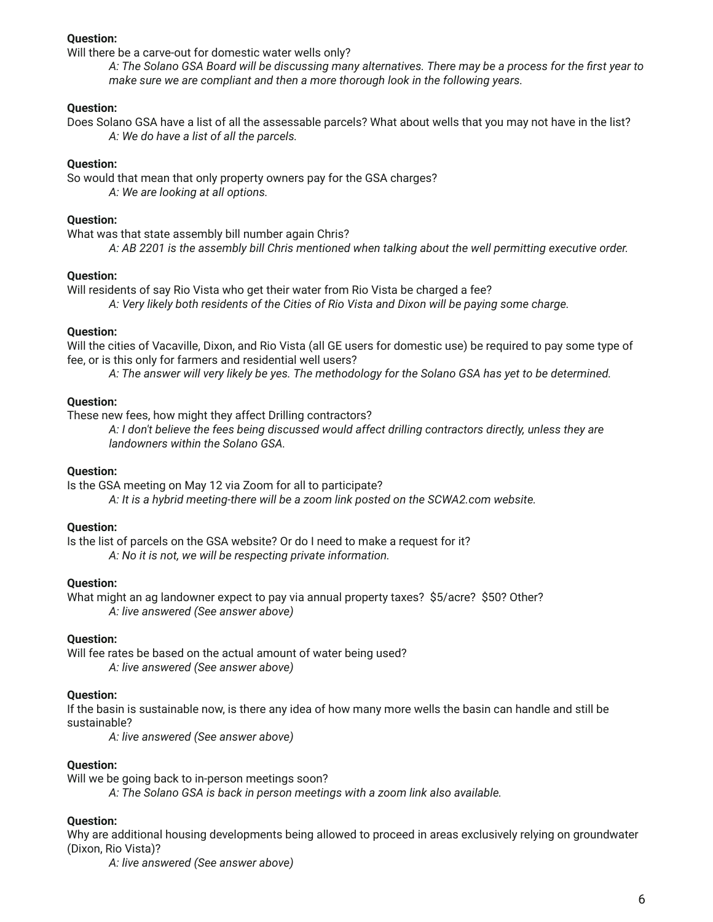**Question:**
Will there be a carve-out for domestic water wells only?

> *A: The Solano GSA Board will be discussing many alternatives. There may be a process for the first year to make sure we are compliant and then a more thorough look in the following years.*

**Question:**
Does Solano GSA have a list of all the assessable parcels? What about wells that you may not have in the list?

> *A: We do have a list of all the parcels.*

**Question:**
So would that mean that only property owners pay for the GSA charges?

> *A: We are looking at all options.*

**Question:**
What was that state assembly bill number again Chris?

> *A: AB 2201 is the assembly bill Chris mentioned when talking about the well permitting executive order.*

**Question:**
Will residents of say Rio Vista who get their water from Rio Vista be charged a fee?

> *A: Very likely both residents of the Cities of Rio Vista and Dixon will be paying some charge.*

**Question:**
Will the cities of Vacaville, Dixon, and Rio Vista (all GE users for domestic use) be required to pay some type of fee, or is this only for farmers and residential well users?

> *A: The answer will very likely be yes. The methodology for the Solano GSA has yet to be determined.*

**Question:**
These new fees, how might they affect Drilling contractors?

> *A: I don't believe the fees being discussed would affect drilling contractors directly, unless they are landowners within the Solano GSA.*

**Question:**
Is the GSA meeting on May 12 via Zoom for all to participate?

> *A: It is a hybrid meeting-there will be a zoom link posted on the SCWA2.com website.*

**Question:**
Is the list of parcels on the GSA website? Or do I need to make a request for it?

> *A: No it is not, we will be respecting private information.*

**Question:**
What might an ag landowner expect to pay via annual property taxes? $5/acre? $50? Other?

> *A: live answered (See answer above)*

**Question:**
Will fee rates be based on the actual amount of water being used?

> *A: live answered (See answer above)*

**Question:**
If the basin is sustainable now, is there any idea of how many more wells the basin can handle and still be sustainable?

> *A: live answered (See answer above)*

**Question:**
Will we be going back to in-person meetings soon?

> *A: The Solano GSA is back in person meetings with a zoom link also available.*

**Question:**
Why are additional housing developments being allowed to proceed in areas exclusively relying on groundwater (Dixon, Rio Vista)?

> *A: live answered (See answer above)*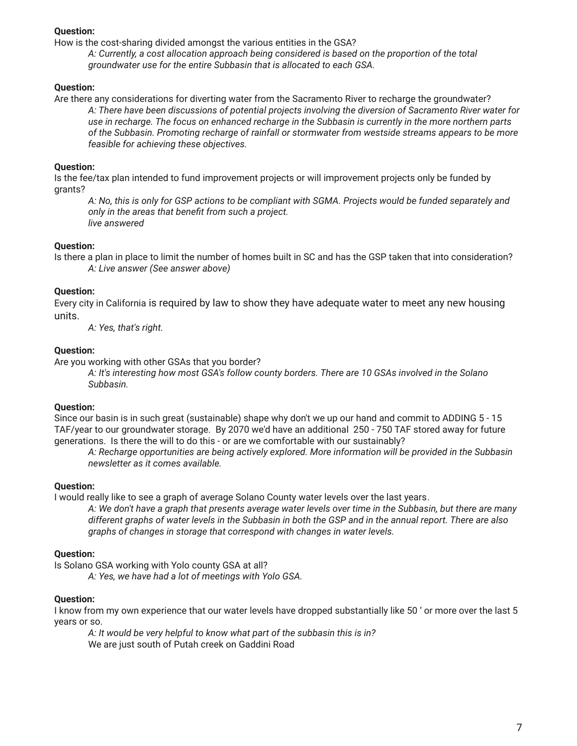**Question:**
How is the cost-sharing divided amongst the various entities in the GSA?

> *A: Currently, a cost allocation approach being considered is based on the proportion of the total groundwater use for the entire Subbasin that is allocated to each GSA.*

**Question:**
Are there any considerations for diverting water from the Sacramento River to recharge the groundwater?

> *A: There have been discussions of potential projects involving the diversion of Sacramento River water for use in recharge. The focus on enhanced recharge in the Subbasin is currently in the more northern parts of the Subbasin. Promoting recharge of rainfall or stormwater from westside streams appears to be more feasible for achieving these objectives.*

**Question:**
Is the fee/tax plan intended to fund improvement projects or will improvement projects only be funded by grants?

> *A: No, this is only for GSP actions to be compliant with SGMA. Projects would be funded separately and only in the areas that benefit from such a project.*
> *live answered*

**Question:**
Is there a plan in place to limit the number of homes built in SC and has the GSP taken that into consideration?

> *A: Live answer (See answer above)*

**Question:**
Every city in California is required by law to show they have adequate water to meet any new housing units.

> *A: Yes, that's right.*

**Question:**
Are you working with other GSAs that you border?

> *A: It's interesting how most GSA's follow county borders. There are 10 GSAs involved in the Solano Subbasin.*

**Question:**
Since our basin is in such great (sustainable) shape why don't we up our hand and commit to ADDING 5 - 15 TAF/year to our groundwater storage. By 2070 we'd have an additional 250 - 750 TAF stored away for future generations. Is there the will to do this - or are we comfortable with our sustainably?

> *A: Recharge opportunities are being actively explored. More information will be provided in the Subbasin newsletter as it comes available.*

**Question:**
I would really like to see a graph of average Solano County water levels over the last years.

> *A: We don't have a graph that presents average water levels over time in the Subbasin, but there are many different graphs of water levels in the Subbasin in both the GSP and in the annual report. There are also graphs of changes in storage that correspond with changes in water levels.*

**Question:**
Is Solano GSA working with Yolo county GSA at all?

> *A: Yes, we have had a lot of meetings with Yolo GSA.*

**Question:**
I know from my own experience that our water levels have dropped substantially like 50 ' or more over the last 5 years or so.

> *A: It would be very helpful to know what part of the subbasin this is in?*
> We are just south of Putah creek on Gaddini Road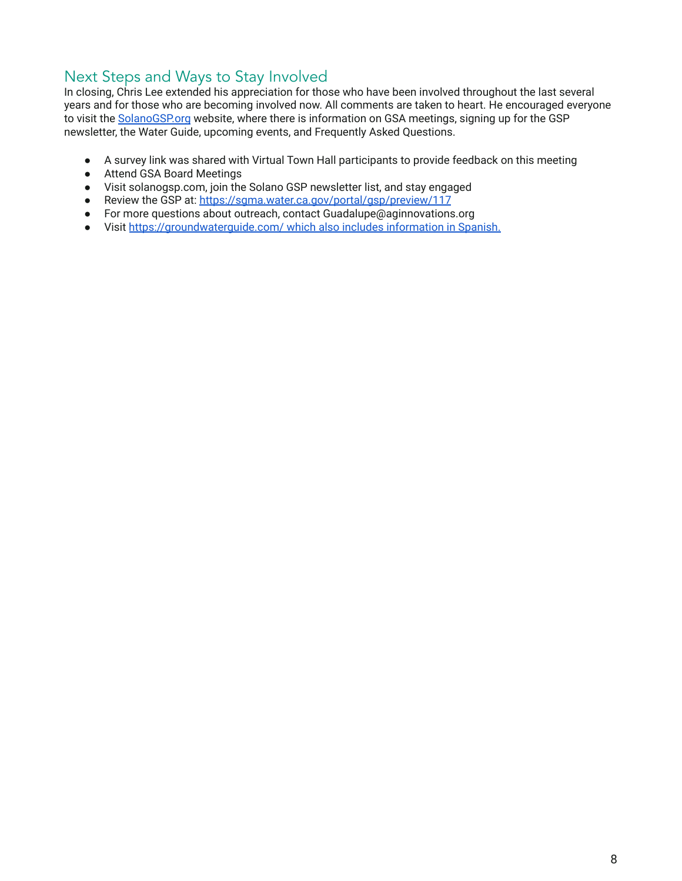## Next Steps and Ways to Stay Involved

In closing, Chris Lee extended his appreciation for those who have been involved throughout the last several years and for those who are becoming involved now. All comments are taken to heart. He encouraged everyone to visit the [SolanoGSP.org](SolanoGSP.org) website, where there is information on GSA meetings, signing up for the GSP newsletter, the Water Guide, upcoming events, and Frequently Asked Questions.

- A survey link was shared with Virtual Town Hall participants to provide feedback on this meeting
- Attend GSA Board Meetings
- Visit solanogsp.com, join the Solano GSP newsletter list, and stay engaged
- Review the GSP at: https://sgma.water.ca.gov/portal/gsp/preview/117
- For more questions about outreach, contact Guadalupe@aginnovations.org
- Visit https://groundwaterguide.com/ which also includes information in Spanish.